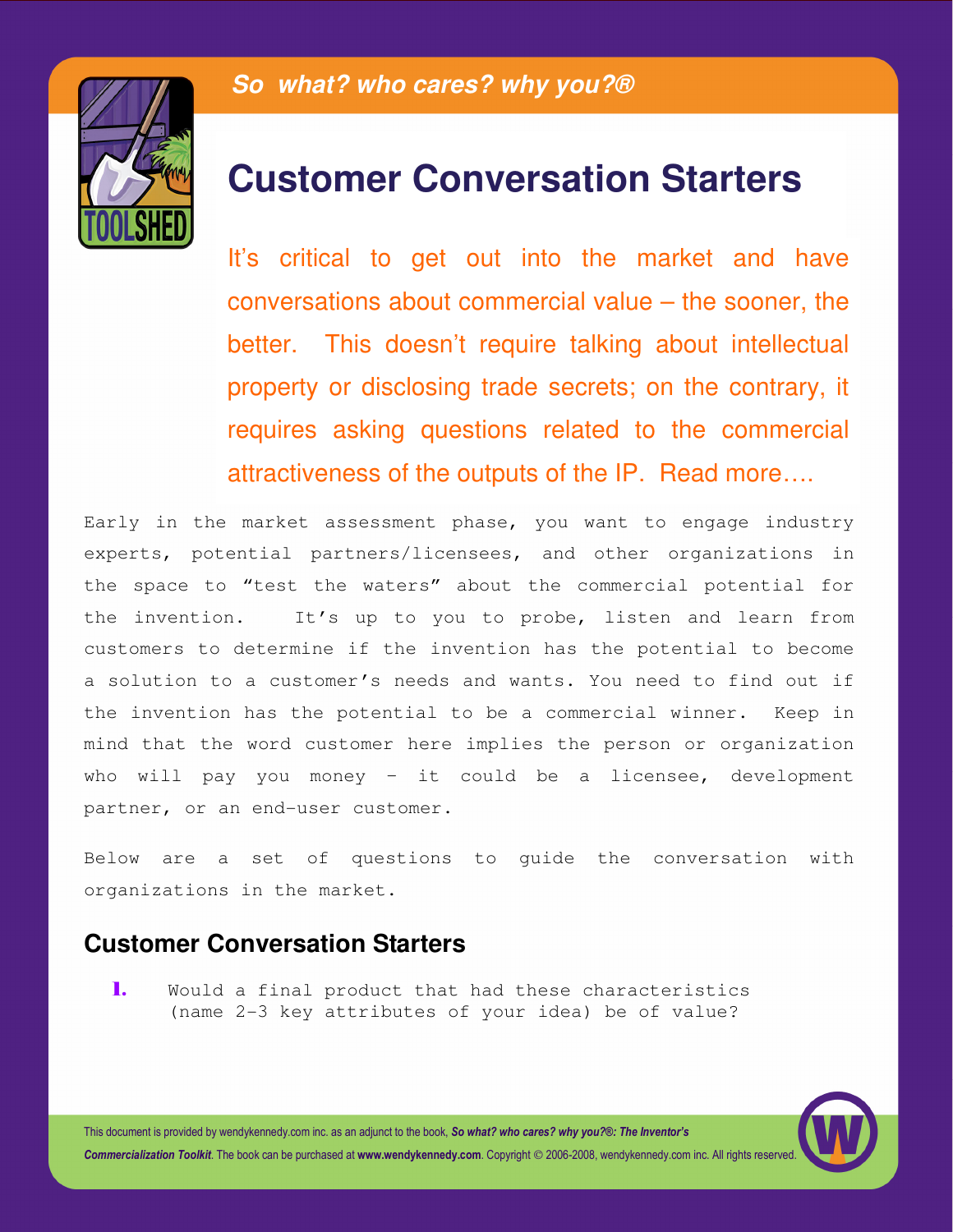*So what? who cares? why you?®*

# Customer Conversation Starters

It's critical to get out into the market and have conversations about commercial value – the sooner, the better. This doesn't require talking about intellectual property or disclosing trade secrets; on the contrary, it requires asking questions related to the commercial attractiveness of the outputs of the IP. Read more….

Early in the market assessment phase, you want to engage industry experts, potential partners/licensees, and other organizations in the space to "test the waters" about the commercial potential for the invention. It's up to you to probe, listen and learn from customers to determine if the invention has the potential to become a solution to a customer's needs and wants. You need to find out if the invention has the potential to be a commercial winner. Keep in mind that the word customer here implies the person or organization who will pay you money – it could be a licensee, development partner, or an end-user customer.

Below are a set of questions to guide the conversation with organizations in the market.

## Customer Conversation Starters

1. Would a final product that had these characteristics (name 2-3 key attributes of your idea) be of value?

This document is provided by wendykennedy.com inc. as an adjunct to the book, ***So what? who cares? why you?®: The Inventor's Commercialization Toolkit***. The book can be purchased at **www.wendykennedy.com**. Copyright © 2006-2008, wendykennedy.com inc. All rights reserved.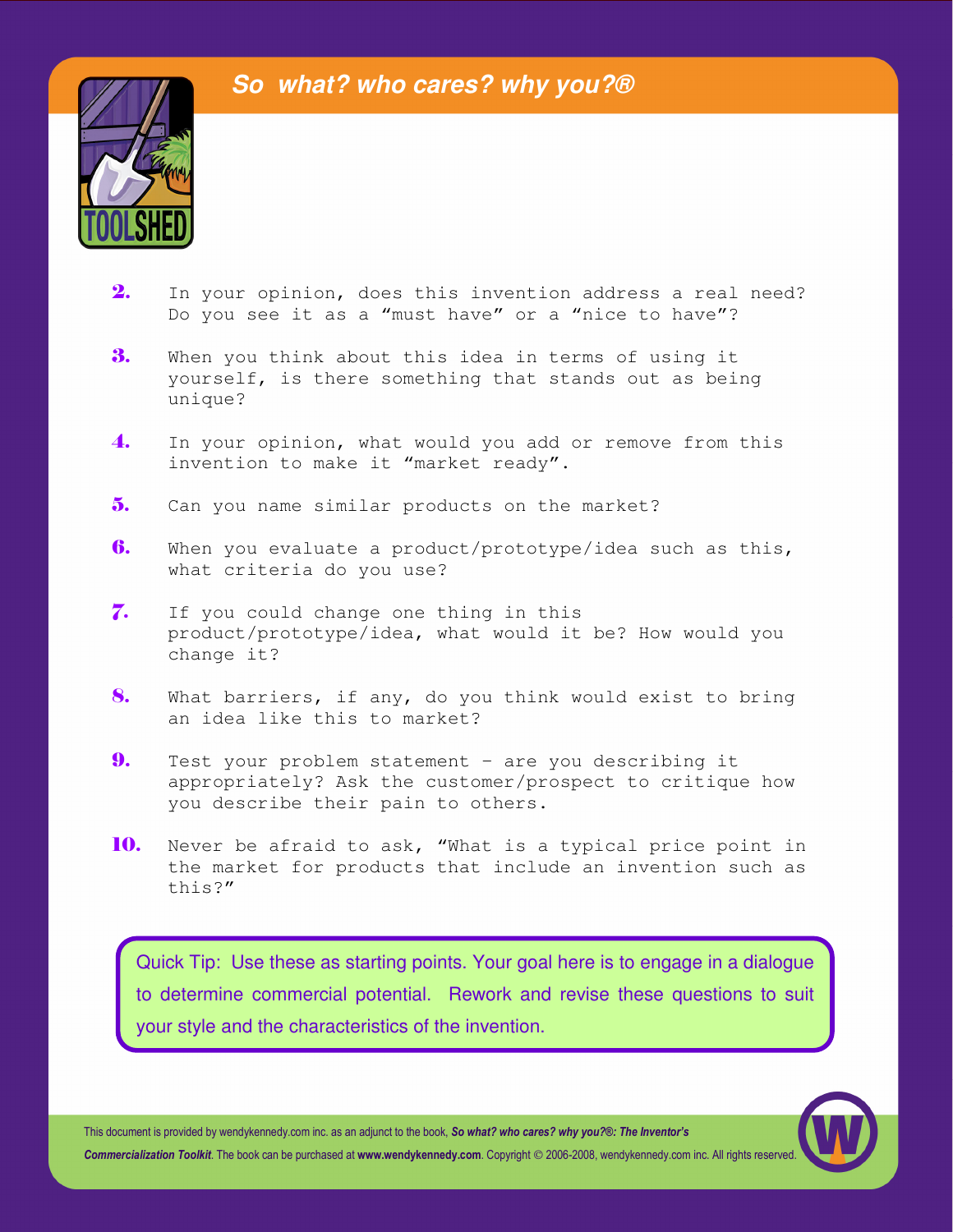## So what? who cares? why you?®

2. In your opinion, does this invention address a real need? Do you see it as a "must have" or a "nice to have"?

3. When you think about this idea in terms of using it yourself, is there something that stands out as being unique?

4. In your opinion, what would you add or remove from this invention to make it "market ready".

5. Can you name similar products on the market?

6. When you evaluate a product/prototype/idea such as this, what criteria do you use?

7. If you could change one thing in this product/prototype/idea, what would it be? How would you change it?

8. What barriers, if any, do you think would exist to bring an idea like this to market?

9. Test your problem statement - are you describing it appropriately? Ask the customer/prospect to critique how you describe their pain to others.

10. Never be afraid to ask, "What is a typical price point in the market for products that include an invention such as this?"

> Quick Tip: Use these as starting points. Your goal here is to engage in a dialogue to determine commercial potential. Rework and revise these questions to suit your style and the characteristics of the invention.

This document is provided by wendykennedy.com inc. as an adjunct to the book, ***So what? who cares? why you?®: The Inventor's Commercialization Toolkit***. The book can be purchased at **www.wendykennedy.com**. Copyright © 2006-2008, wendykennedy.com inc. All rights reserved.